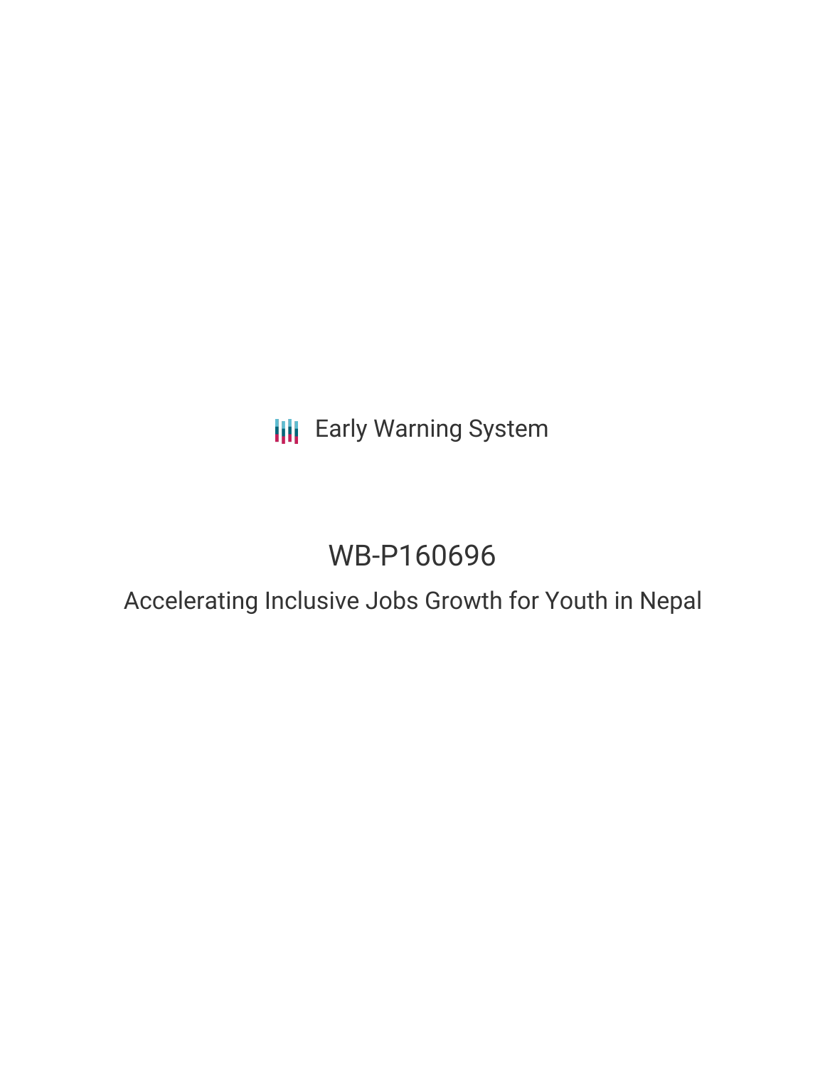Early Warning System

# WB-P160696

## Accelerating Inclusive Jobs Growth for Youth in Nepal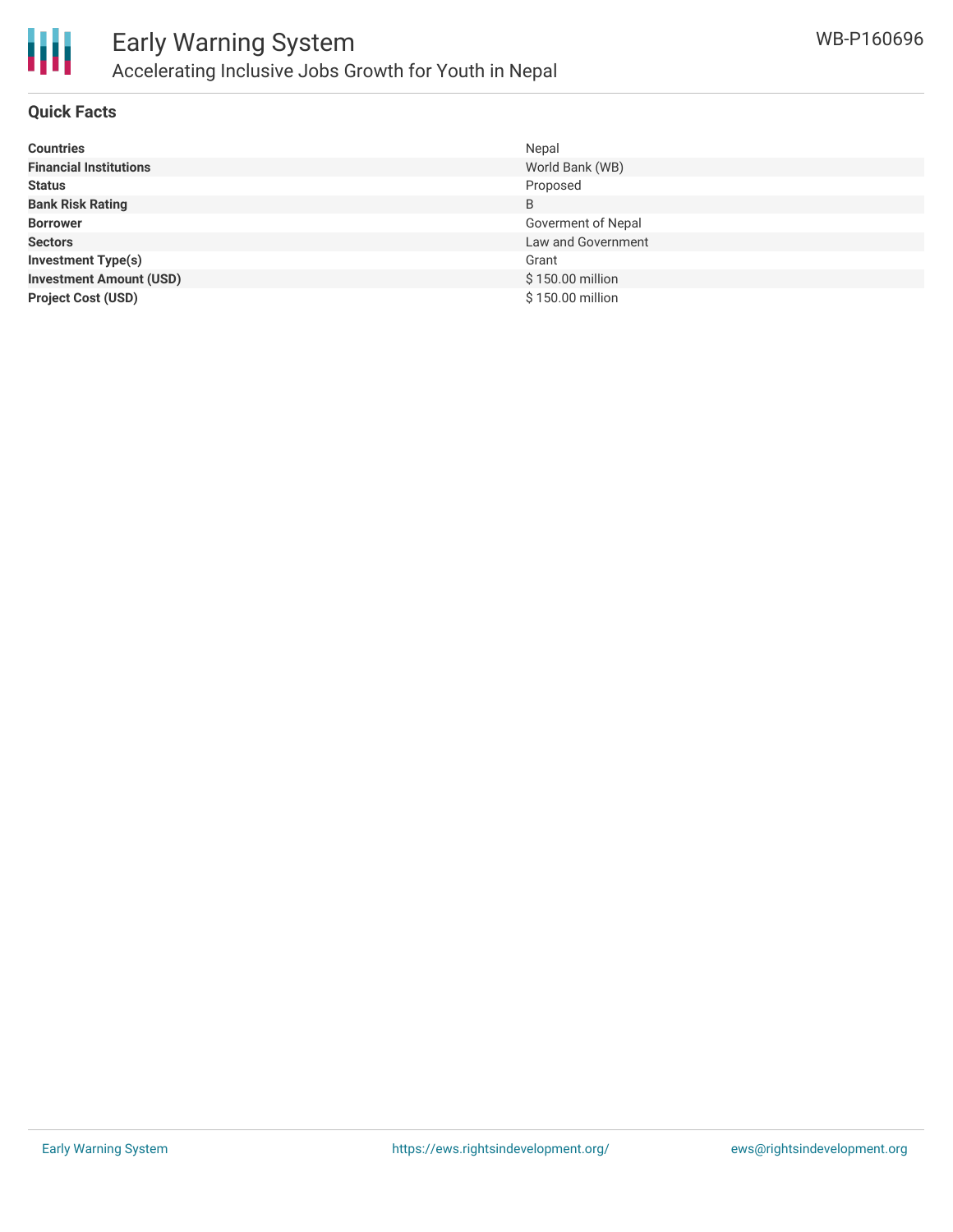## Quick Facts

| | |
|---|---|
| **Countries** | Nepal |
| **Financial Institutions** | World Bank (WB) |
| **Status** | Proposed |
| **Bank Risk Rating** | B |
| **Borrower** | Goverment of Nepal |
| **Sectors** | Law and Government |
| **Investment Type(s)** | Grant |
| **Investment Amount (USD)** | $ 150.00 million |
| **Project Cost (USD)** | $ 150.00 million |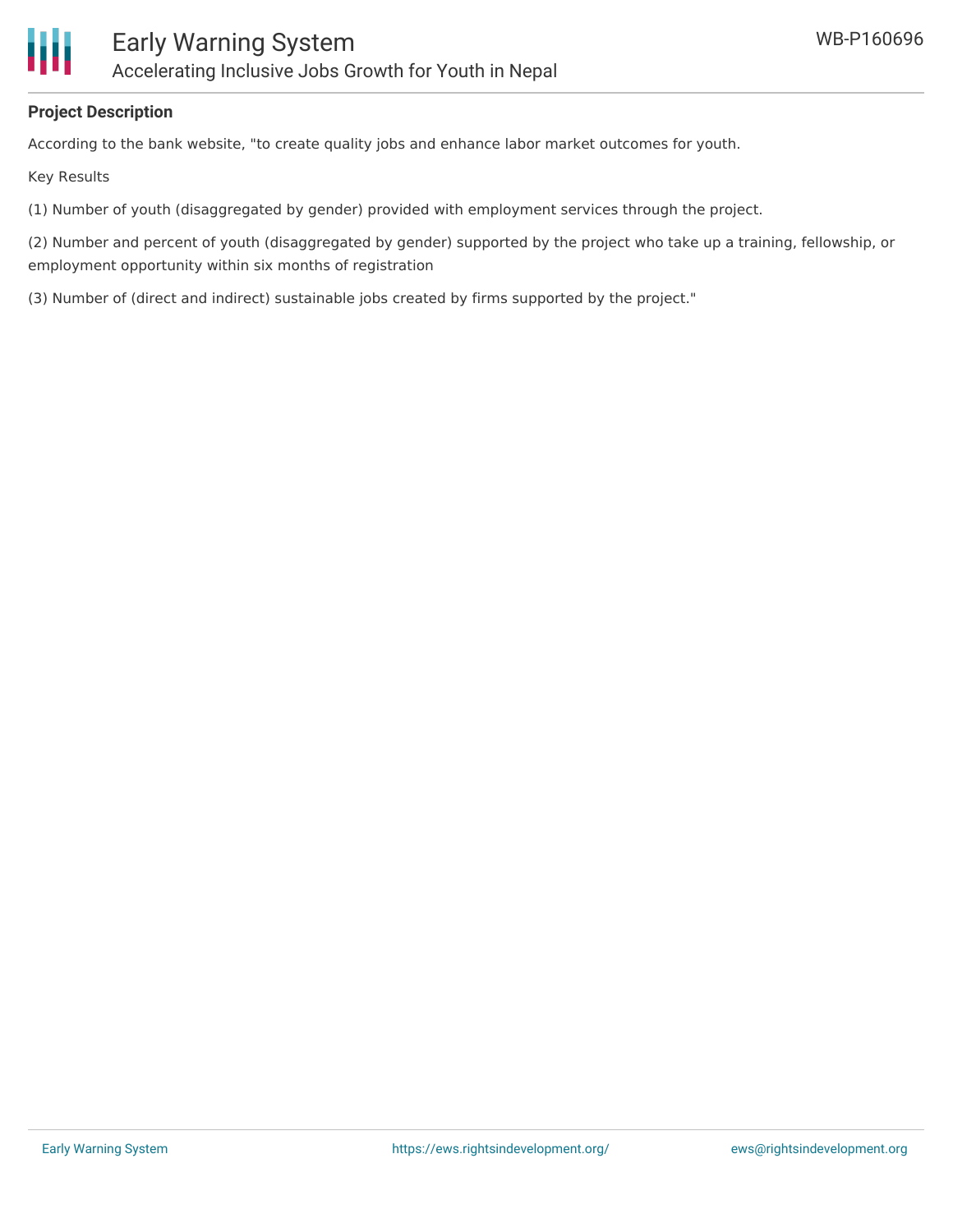**Project Description**

According to the bank website, "to create quality jobs and enhance labor market outcomes for youth.

Key Results

(1) Number of youth (disaggregated by gender) provided with employment services through the project.

(2) Number and percent of youth (disaggregated by gender) supported by the project who take up a training, fellowship, or employment opportunity within six months of registration

(3) Number of (direct and indirect) sustainable jobs created by firms supported by the project."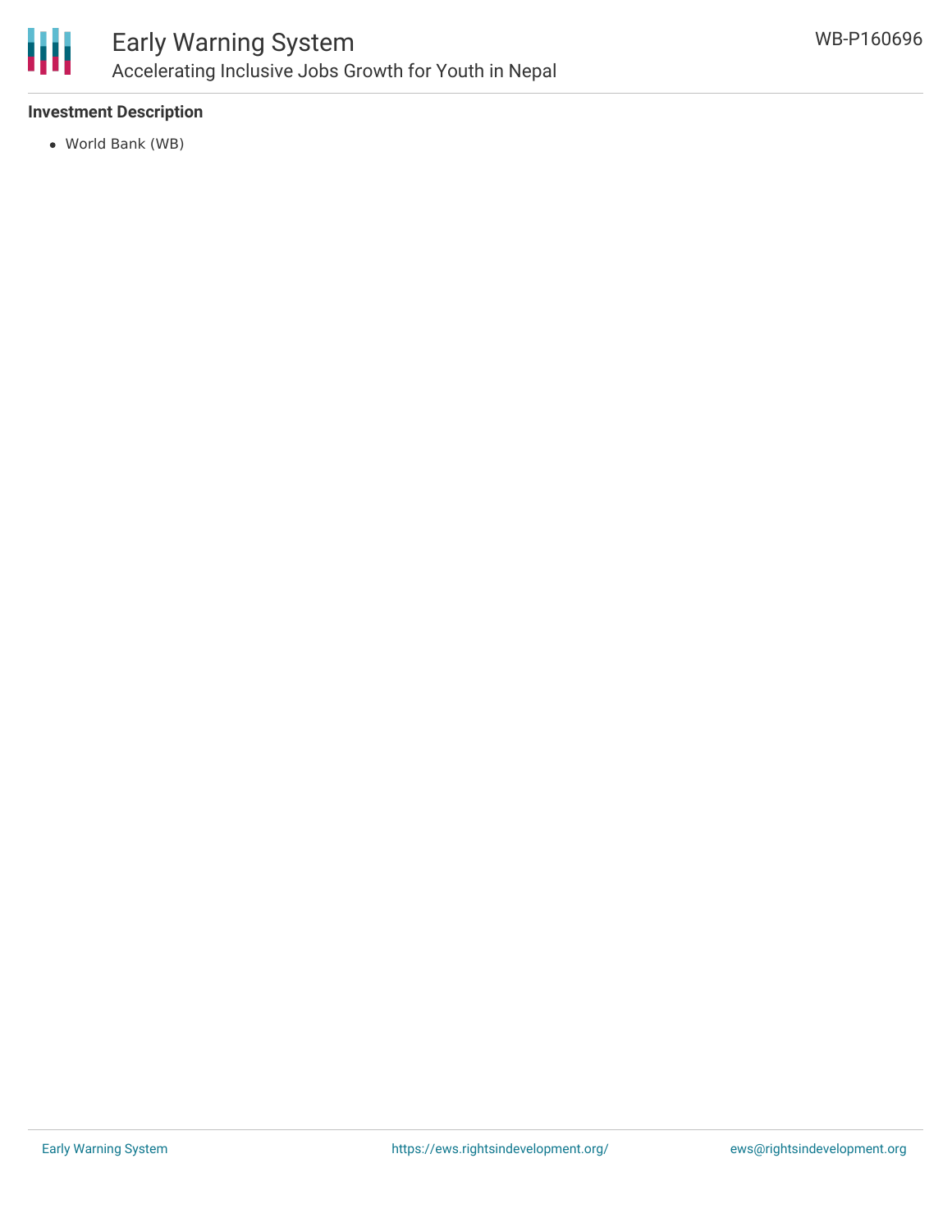### Investment Description

- World Bank (WB)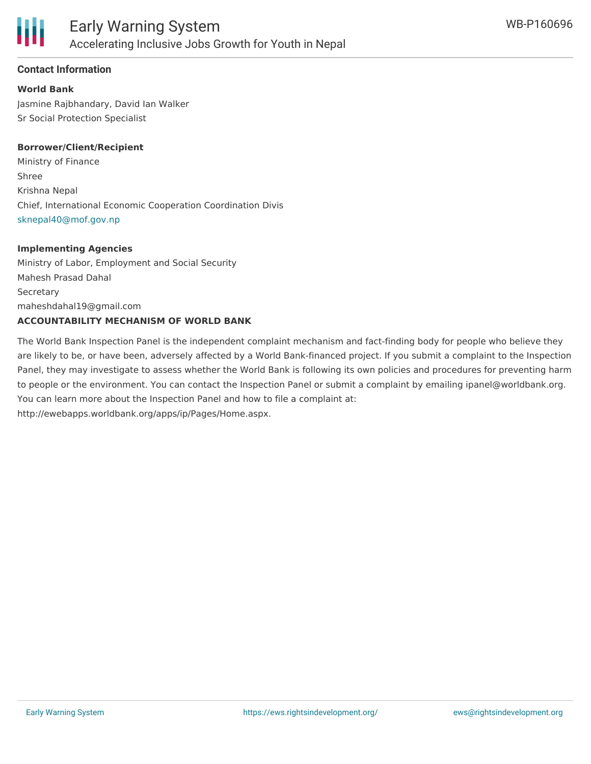## Contact Information

**World Bank**

Jasmine Rajbhandary, David Ian Walker
Sr Social Protection Specialist

**Borrower/Client/Recipient**

Ministry of Finance
Shree
Krishna Nepal
Chief, International Economic Cooperation Coordination Divis
sknepal40@mof.gov.np

**Implementing Agencies**

Ministry of Labor, Employment and Social Security
Mahesh Prasad Dahal
Secretary
maheshdahal19@gmail.com

**ACCOUNTABILITY MECHANISM OF WORLD BANK**

The World Bank Inspection Panel is the independent complaint mechanism and fact-finding body for people who believe they are likely to be, or have been, adversely affected by a World Bank-financed project. If you submit a complaint to the Inspection Panel, they may investigate to assess whether the World Bank is following its own policies and procedures for preventing harm to people or the environment. You can contact the Inspection Panel or submit a complaint by emailing ipanel@worldbank.org. You can learn more about the Inspection Panel and how to file a complaint at: http://ewebapps.worldbank.org/apps/ip/Pages/Home.aspx.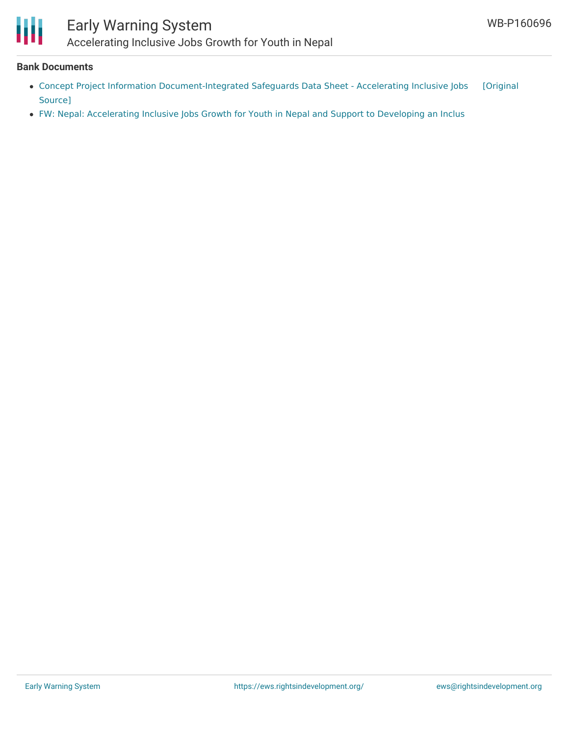**Bank Documents**

- Concept Project Information Document-Integrated Safeguards Data Sheet - Accelerating Inclusive Jobs [Original Source]
- FW: Nepal: Accelerating Inclusive Jobs Growth for Youth in Nepal and Support to Developing an Inclus